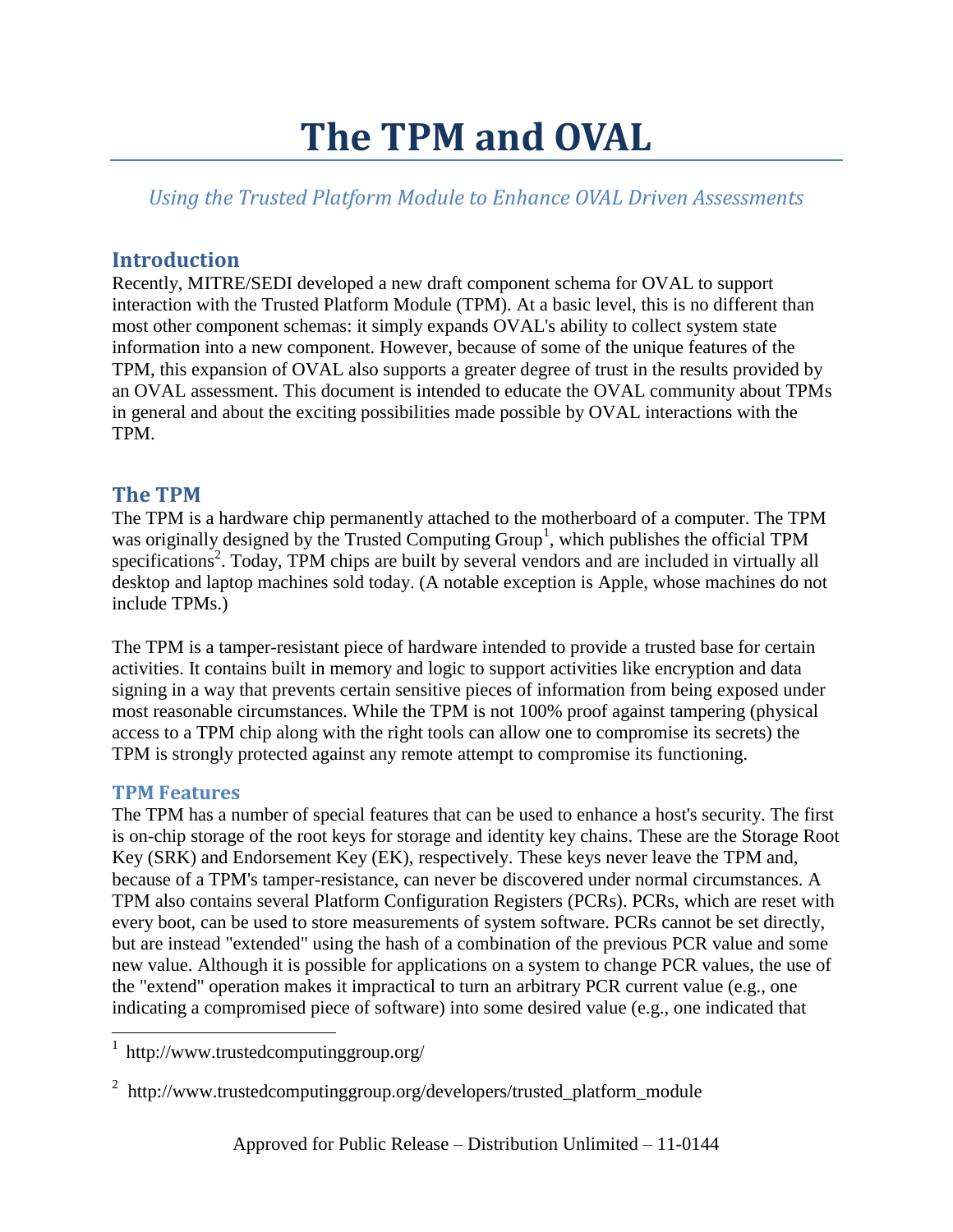# The TPM and OVAL

*Using the Trusted Platform Module to Enhance OVAL Driven Assessments*

## Introduction

Recently, MITRE/SEDI developed a new draft component schema for OVAL to support interaction with the Trusted Platform Module (TPM). At a basic level, this is no different than most other component schemas: it simply expands OVAL's ability to collect system state information into a new component. However, because of some of the unique features of the TPM, this expansion of OVAL also supports a greater degree of trust in the results provided by an OVAL assessment. This document is intended to educate the OVAL community about TPMs in general and about the exciting possibilities made possible by OVAL interactions with the TPM.

## The TPM

The TPM is a hardware chip permanently attached to the motherboard of a computer. The TPM was originally designed by the Trusted Computing Group[1], which publishes the official TPM specifications[2]. Today, TPM chips are built by several vendors and are included in virtually all desktop and laptop machines sold today. (A notable exception is Apple, whose machines do not include TPMs.)

The TPM is a tamper-resistant piece of hardware intended to provide a trusted base for certain activities. It contains built in memory and logic to support activities like encryption and data signing in a way that prevents certain sensitive pieces of information from being exposed under most reasonable circumstances. While the TPM is not 100% proof against tampering (physical access to a TPM chip along with the right tools can allow one to compromise its secrets) the TPM is strongly protected against any remote attempt to compromise its functioning.

### TPM Features

The TPM has a number of special features that can be used to enhance a host's security. The first is on-chip storage of the root keys for storage and identity key chains. These are the Storage Root Key (SRK) and Endorsement Key (EK), respectively. These keys never leave the TPM and, because of a TPM's tamper-resistance, can never be discovered under normal circumstances. A TPM also contains several Platform Configuration Registers (PCRs). PCRs, which are reset with every boot, can be used to store measurements of system software. PCRs cannot be set directly, but are instead "extended" using the hash of a combination of the previous PCR value and some new value. Although it is possible for applications on a system to change PCR values, the use of the "extend" operation makes it impractical to turn an arbitrary PCR current value (e.g., one indicating a compromised piece of software) into some desired value (e.g., one indicated that

---

[1] http://www.trustedcomputinggroup.org/

[2] http://www.trustedcomputinggroup.org/developers/trusted_platform_module

Approved for Public Release – Distribution Unlimited – 11-0144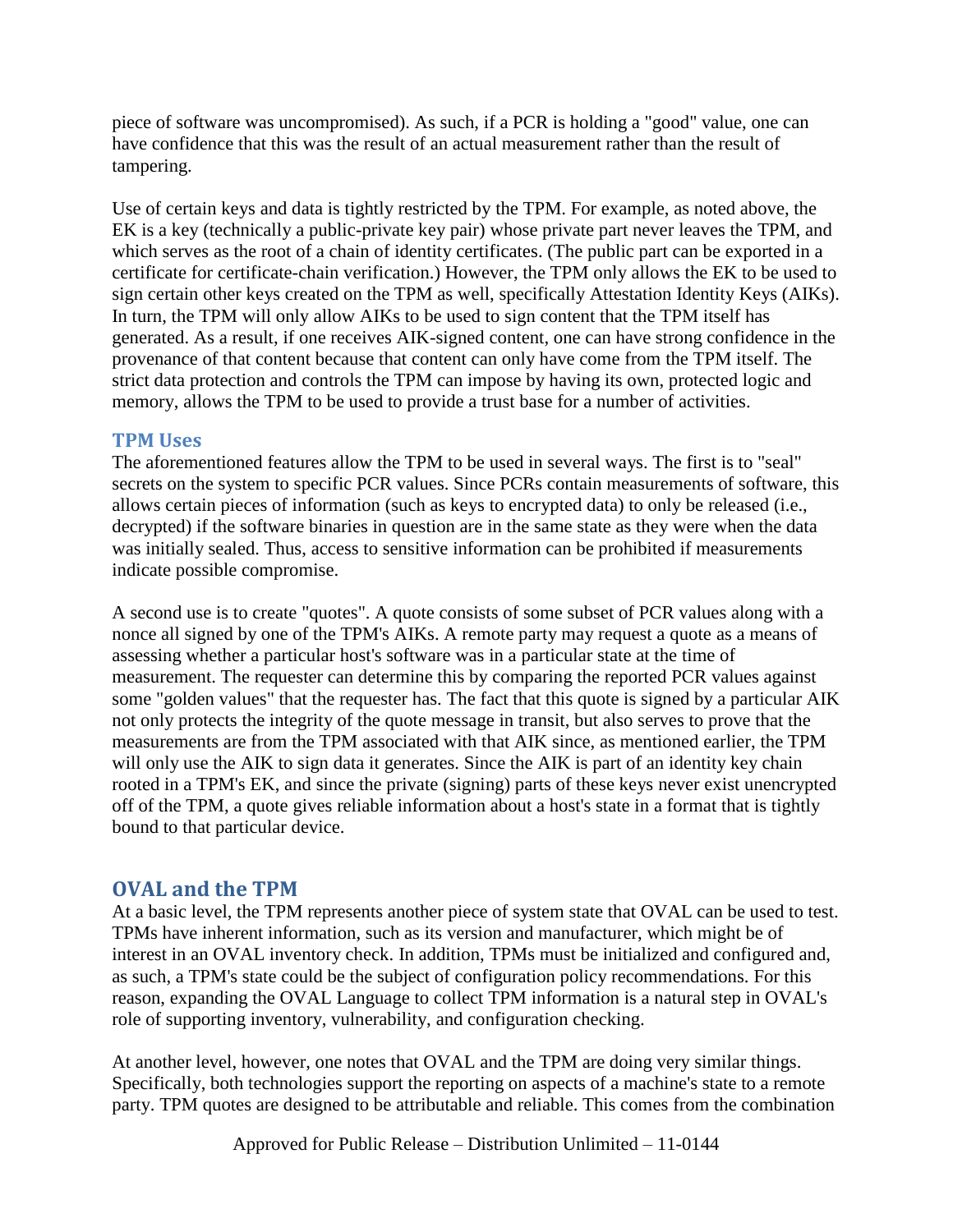piece of software was uncompromised). As such, if a PCR is holding a "good" value, one can have confidence that this was the result of an actual measurement rather than the result of tampering.

Use of certain keys and data is tightly restricted by the TPM. For example, as noted above, the EK is a key (technically a public-private key pair) whose private part never leaves the TPM, and which serves as the root of a chain of identity certificates. (The public part can be exported in a certificate for certificate-chain verification.) However, the TPM only allows the EK to be used to sign certain other keys created on the TPM as well, specifically Attestation Identity Keys (AIKs). In turn, the TPM will only allow AIKs to be used to sign content that the TPM itself has generated. As a result, if one receives AIK-signed content, one can have strong confidence in the provenance of that content because that content can only have come from the TPM itself. The strict data protection and controls the TPM can impose by having its own, protected logic and memory, allows the TPM to be used to provide a trust base for a number of activities.

### TPM Uses

The aforementioned features allow the TPM to be used in several ways. The first is to "seal" secrets on the system to specific PCR values. Since PCRs contain measurements of software, this allows certain pieces of information (such as keys to encrypted data) to only be released (i.e., decrypted) if the software binaries in question are in the same state as they were when the data was initially sealed. Thus, access to sensitive information can be prohibited if measurements indicate possible compromise.

A second use is to create "quotes". A quote consists of some subset of PCR values along with a nonce all signed by one of the TPM's AIKs. A remote party may request a quote as a means of assessing whether a particular host's software was in a particular state at the time of measurement. The requester can determine this by comparing the reported PCR values against some "golden values" that the requester has. The fact that this quote is signed by a particular AIK not only protects the integrity of the quote message in transit, but also serves to prove that the measurements are from the TPM associated with that AIK since, as mentioned earlier, the TPM will only use the AIK to sign data it generates. Since the AIK is part of an identity key chain rooted in a TPM's EK, and since the private (signing) parts of these keys never exist unencrypted off of the TPM, a quote gives reliable information about a host's state in a format that is tightly bound to that particular device.

## OVAL and the TPM

At a basic level, the TPM represents another piece of system state that OVAL can be used to test. TPMs have inherent information, such as its version and manufacturer, which might be of interest in an OVAL inventory check. In addition, TPMs must be initialized and configured and, as such, a TPM's state could be the subject of configuration policy recommendations. For this reason, expanding the OVAL Language to collect TPM information is a natural step in OVAL's role of supporting inventory, vulnerability, and configuration checking.

At another level, however, one notes that OVAL and the TPM are doing very similar things. Specifically, both technologies support the reporting on aspects of a machine's state to a remote party. TPM quotes are designed to be attributable and reliable. This comes from the combination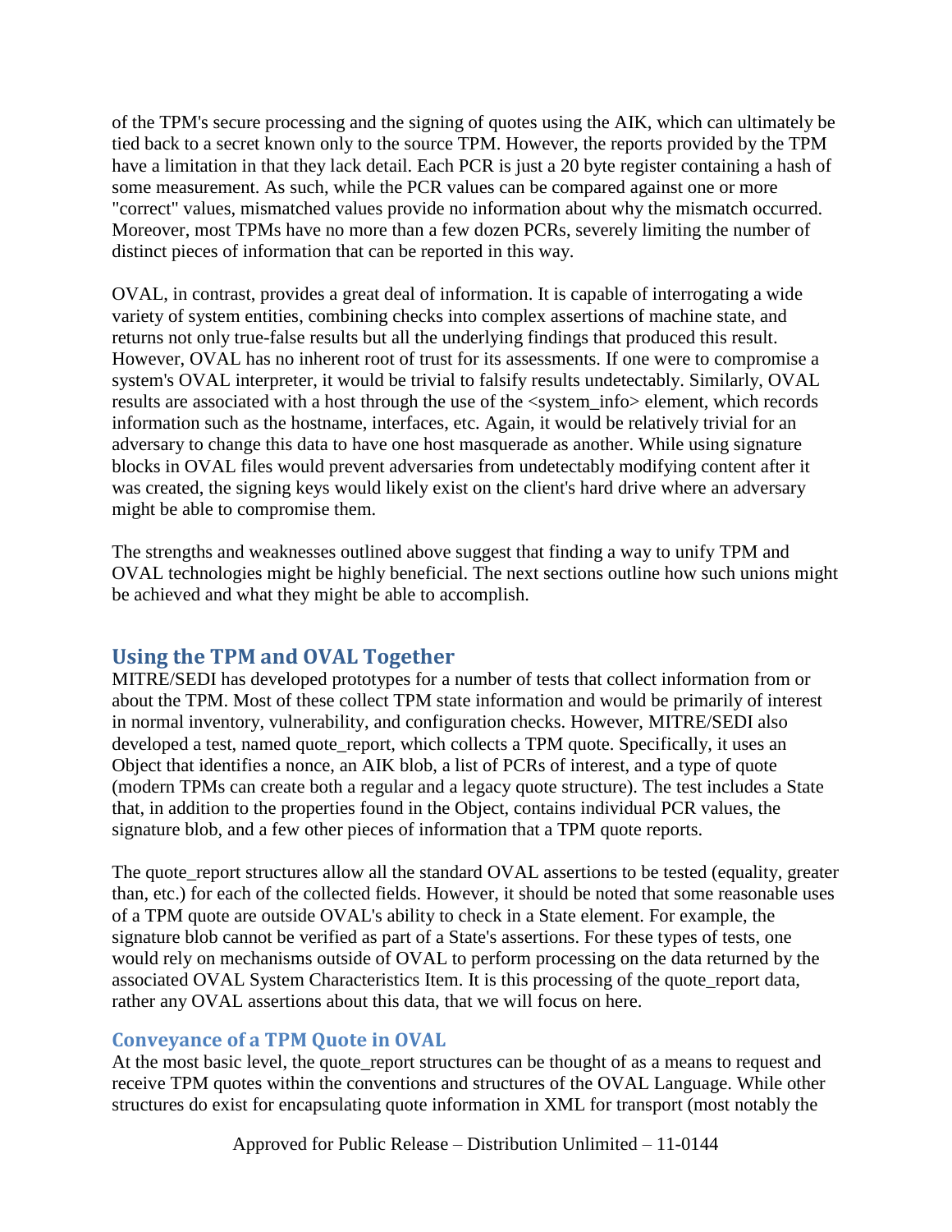of the TPM's secure processing and the signing of quotes using the AIK, which can ultimately be tied back to a secret known only to the source TPM. However, the reports provided by the TPM have a limitation in that they lack detail. Each PCR is just a 20 byte register containing a hash of some measurement. As such, while the PCR values can be compared against one or more "correct" values, mismatched values provide no information about why the mismatch occurred. Moreover, most TPMs have no more than a few dozen PCRs, severely limiting the number of distinct pieces of information that can be reported in this way.

OVAL, in contrast, provides a great deal of information. It is capable of interrogating a wide variety of system entities, combining checks into complex assertions of machine state, and returns not only true-false results but all the underlying findings that produced this result. However, OVAL has no inherent root of trust for its assessments. If one were to compromise a system's OVAL interpreter, it would be trivial to falsify results undetectably. Similarly, OVAL results are associated with a host through the use of the <system_info> element, which records information such as the hostname, interfaces, etc. Again, it would be relatively trivial for an adversary to change this data to have one host masquerade as another. While using signature blocks in OVAL files would prevent adversaries from undetectably modifying content after it was created, the signing keys would likely exist on the client's hard drive where an adversary might be able to compromise them.

The strengths and weaknesses outlined above suggest that finding a way to unify TPM and OVAL technologies might be highly beneficial. The next sections outline how such unions might be achieved and what they might be able to accomplish.

## Using the TPM and OVAL Together

MITRE/SEDI has developed prototypes for a number of tests that collect information from or about the TPM. Most of these collect TPM state information and would be primarily of interest in normal inventory, vulnerability, and configuration checks. However, MITRE/SEDI also developed a test, named quote_report, which collects a TPM quote. Specifically, it uses an Object that identifies a nonce, an AIK blob, a list of PCRs of interest, and a type of quote (modern TPMs can create both a regular and a legacy quote structure). The test includes a State that, in addition to the properties found in the Object, contains individual PCR values, the signature blob, and a few other pieces of information that a TPM quote reports.

The quote_report structures allow all the standard OVAL assertions to be tested (equality, greater than, etc.) for each of the collected fields. However, it should be noted that some reasonable uses of a TPM quote are outside OVAL's ability to check in a State element. For example, the signature blob cannot be verified as part of a State's assertions. For these types of tests, one would rely on mechanisms outside of OVAL to perform processing on the data returned by the associated OVAL System Characteristics Item. It is this processing of the quote_report data, rather any OVAL assertions about this data, that we will focus on here.

### Conveyance of a TPM Quote in OVAL

At the most basic level, the quote_report structures can be thought of as a means to request and receive TPM quotes within the conventions and structures of the OVAL Language. While other structures do exist for encapsulating quote information in XML for transport (most notably the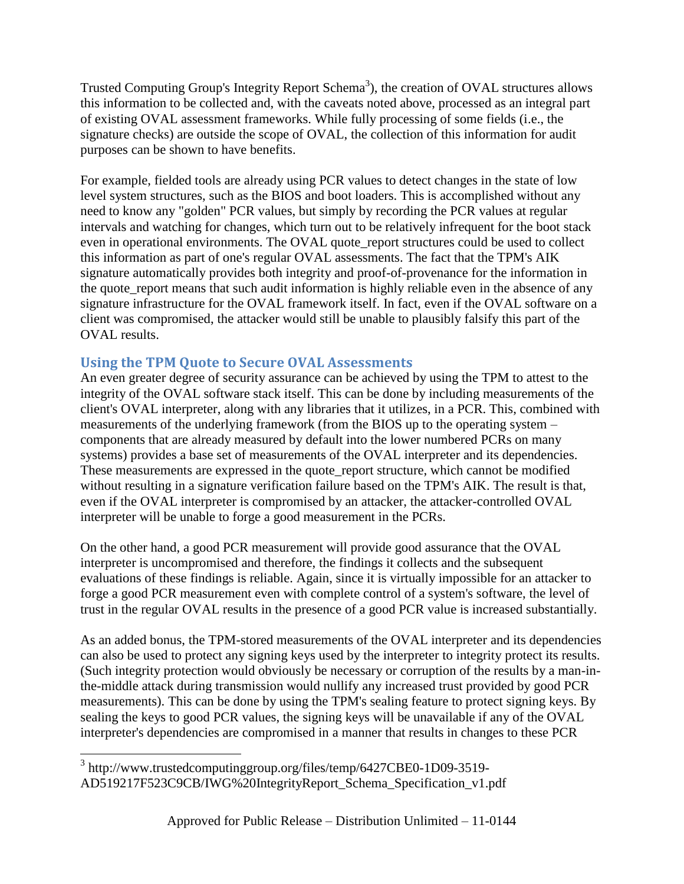Trusted Computing Group's Integrity Report Schema[3]), the creation of OVAL structures allows this information to be collected and, with the caveats noted above, processed as an integral part of existing OVAL assessment frameworks. While fully processing of some fields (i.e., the signature checks) are outside the scope of OVAL, the collection of this information for audit purposes can be shown to have benefits.

For example, fielded tools are already using PCR values to detect changes in the state of low level system structures, such as the BIOS and boot loaders. This is accomplished without any need to know any "golden" PCR values, but simply by recording the PCR values at regular intervals and watching for changes, which turn out to be relatively infrequent for the boot stack even in operational environments. The OVAL quote_report structures could be used to collect this information as part of one's regular OVAL assessments. The fact that the TPM's AIK signature automatically provides both integrity and proof-of-provenance for the information in the quote_report means that such audit information is highly reliable even in the absence of any signature infrastructure for the OVAL framework itself. In fact, even if the OVAL software on a client was compromised, the attacker would still be unable to plausibly falsify this part of the OVAL results.

## Using the TPM Quote to Secure OVAL Assessments

An even greater degree of security assurance can be achieved by using the TPM to attest to the integrity of the OVAL software stack itself. This can be done by including measurements of the client's OVAL interpreter, along with any libraries that it utilizes, in a PCR. This, combined with measurements of the underlying framework (from the BIOS up to the operating system – components that are already measured by default into the lower numbered PCRs on many systems) provides a base set of measurements of the OVAL interpreter and its dependencies. These measurements are expressed in the quote_report structure, which cannot be modified without resulting in a signature verification failure based on the TPM's AIK. The result is that, even if the OVAL interpreter is compromised by an attacker, the attacker-controlled OVAL interpreter will be unable to forge a good measurement in the PCRs.

On the other hand, a good PCR measurement will provide good assurance that the OVAL interpreter is uncompromised and therefore, the findings it collects and the subsequent evaluations of these findings is reliable. Again, since it is virtually impossible for an attacker to forge a good PCR measurement even with complete control of a system's software, the level of trust in the regular OVAL results in the presence of a good PCR value is increased substantially.

As an added bonus, the TPM-stored measurements of the OVAL interpreter and its dependencies can also be used to protect any signing keys used by the interpreter to integrity protect its results. (Such integrity protection would obviously be necessary or corruption of the results by a man-in-the-middle attack during transmission would nullify any increased trust provided by good PCR measurements). This can be done by using the TPM's sealing feature to protect signing keys. By sealing the keys to good PCR values, the signing keys will be unavailable if any of the OVAL interpreter's dependencies are compromised in a manner that results in changes to these PCR

---

[3] http://www.trustedcomputinggroup.org/files/temp/6427CBE0-1D09-3519-AD519217F523C9CB/IWG%20IntegrityReport_Schema_Specification_v1.pdf

Approved for Public Release – Distribution Unlimited – 11-0144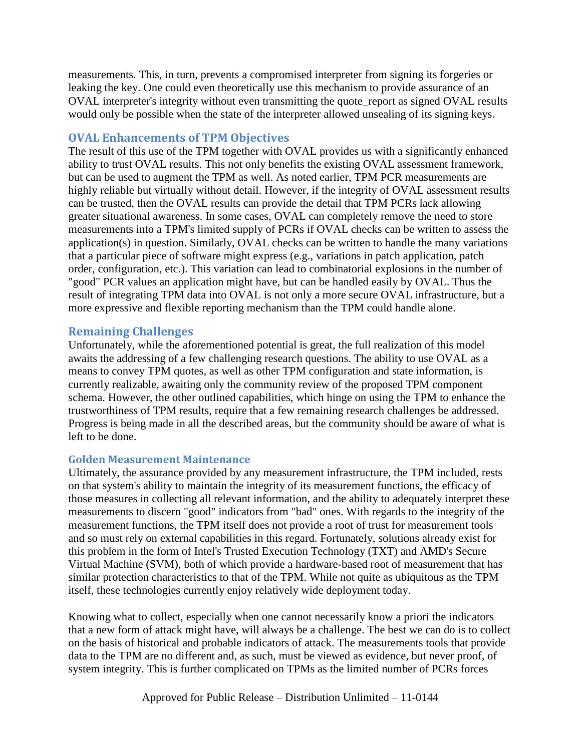measurements. This, in turn, prevents a compromised interpreter from signing its forgeries or leaking the key. One could even theoretically use this mechanism to provide assurance of an OVAL interpreter's integrity without even transmitting the quote_report as signed OVAL results would only be possible when the state of the interpreter allowed unsealing of its signing keys.

## OVAL Enhancements of TPM Objectives

The result of this use of the TPM together with OVAL provides us with a significantly enhanced ability to trust OVAL results. This not only benefits the existing OVAL assessment framework, but can be used to augment the TPM as well. As noted earlier, TPM PCR measurements are highly reliable but virtually without detail. However, if the integrity of OVAL assessment results can be trusted, then the OVAL results can provide the detail that TPM PCRs lack allowing greater situational awareness. In some cases, OVAL can completely remove the need to store measurements into a TPM's limited supply of PCRs if OVAL checks can be written to assess the application(s) in question. Similarly, OVAL checks can be written to handle the many variations that a particular piece of software might express (e.g., variations in patch application, patch order, configuration, etc.). This variation can lead to combinatorial explosions in the number of "good" PCR values an application might have, but can be handled easily by OVAL. Thus the result of integrating TPM data into OVAL is not only a more secure OVAL infrastructure, but a more expressive and flexible reporting mechanism than the TPM could handle alone.

## Remaining Challenges

Unfortunately, while the aforementioned potential is great, the full realization of this model awaits the addressing of a few challenging research questions. The ability to use OVAL as a means to convey TPM quotes, as well as other TPM configuration and state information, is currently realizable, awaiting only the community review of the proposed TPM component schema. However, the other outlined capabilities, which hinge on using the TPM to enhance the trustworthiness of TPM results, require that a few remaining research challenges be addressed. Progress is being made in all the described areas, but the community should be aware of what is left to be done.

### Golden Measurement Maintenance

Ultimately, the assurance provided by any measurement infrastructure, the TPM included, rests on that system's ability to maintain the integrity of its measurement functions, the efficacy of those measures in collecting all relevant information, and the ability to adequately interpret these measurements to discern "good" indicators from "bad" ones. With regards to the integrity of the measurement functions, the TPM itself does not provide a root of trust for measurement tools and so must rely on external capabilities in this regard. Fortunately, solutions already exist for this problem in the form of Intel's Trusted Execution Technology (TXT) and AMD's Secure Virtual Machine (SVM), both of which provide a hardware-based root of measurement that has similar protection characteristics to that of the TPM. While not quite as ubiquitous as the TPM itself, these technologies currently enjoy relatively wide deployment today.

Knowing what to collect, especially when one cannot necessarily know a priori the indicators that a new form of attack might have, will always be a challenge. The best we can do is to collect on the basis of historical and probable indicators of attack. The measurements tools that provide data to the TPM are no different and, as such, must be viewed as evidence, but never proof, of system integrity. This is further complicated on TPMs as the limited number of PCRs forces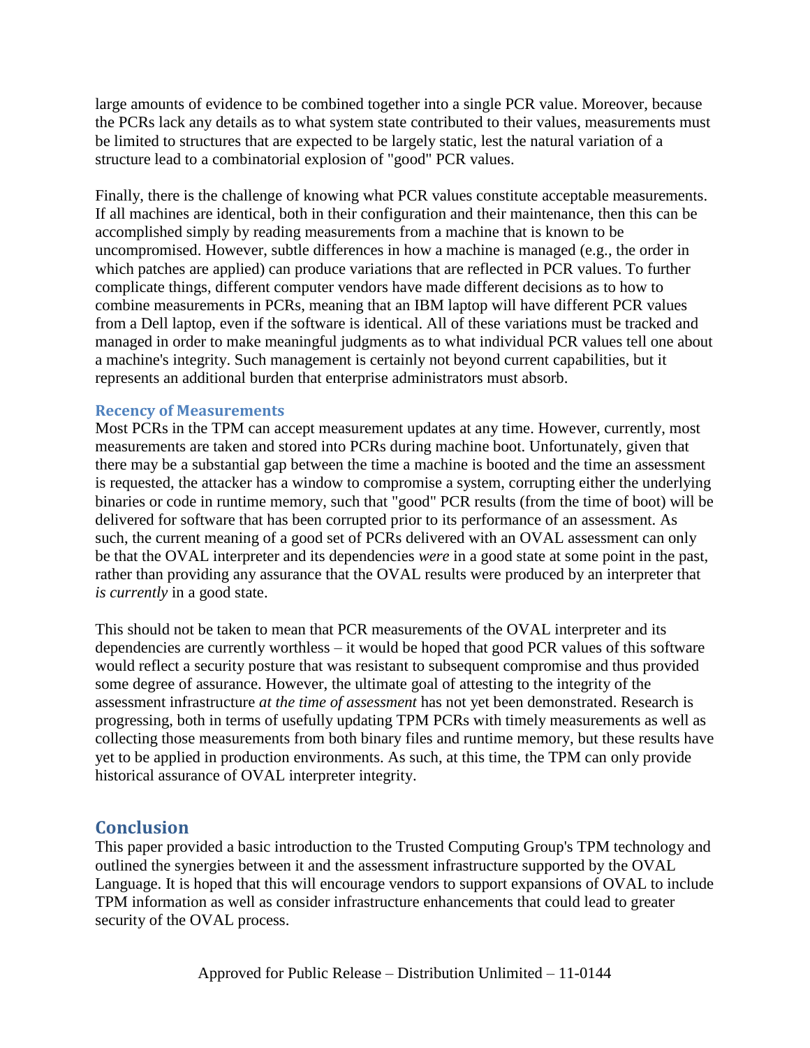large amounts of evidence to be combined together into a single PCR value. Moreover, because the PCRs lack any details as to what system state contributed to their values, measurements must be limited to structures that are expected to be largely static, lest the natural variation of a structure lead to a combinatorial explosion of "good" PCR values.

Finally, there is the challenge of knowing what PCR values constitute acceptable measurements. If all machines are identical, both in their configuration and their maintenance, then this can be accomplished simply by reading measurements from a machine that is known to be uncompromised. However, subtle differences in how a machine is managed (e.g., the order in which patches are applied) can produce variations that are reflected in PCR values. To further complicate things, different computer vendors have made different decisions as to how to combine measurements in PCRs, meaning that an IBM laptop will have different PCR values from a Dell laptop, even if the software is identical. All of these variations must be tracked and managed in order to make meaningful judgments as to what individual PCR values tell one about a machine's integrity. Such management is certainly not beyond current capabilities, but it represents an additional burden that enterprise administrators must absorb.

### Recency of Measurements

Most PCRs in the TPM can accept measurement updates at any time. However, currently, most measurements are taken and stored into PCRs during machine boot. Unfortunately, given that there may be a substantial gap between the time a machine is booted and the time an assessment is requested, the attacker has a window to compromise a system, corrupting either the underlying binaries or code in runtime memory, such that "good" PCR results (from the time of boot) will be delivered for software that has been corrupted prior to its performance of an assessment. As such, the current meaning of a good set of PCRs delivered with an OVAL assessment can only be that the OVAL interpreter and its dependencies *were* in a good state at some point in the past, rather than providing any assurance that the OVAL results were produced by an interpreter that *is currently* in a good state.

This should not be taken to mean that PCR measurements of the OVAL interpreter and its dependencies are currently worthless – it would be hoped that good PCR values of this software would reflect a security posture that was resistant to subsequent compromise and thus provided some degree of assurance. However, the ultimate goal of attesting to the integrity of the assessment infrastructure *at the time of assessment* has not yet been demonstrated. Research is progressing, both in terms of usefully updating TPM PCRs with timely measurements as well as collecting those measurements from both binary files and runtime memory, but these results have yet to be applied in production environments. As such, at this time, the TPM can only provide historical assurance of OVAL interpreter integrity.

## Conclusion

This paper provided a basic introduction to the Trusted Computing Group's TPM technology and outlined the synergies between it and the assessment infrastructure supported by the OVAL Language. It is hoped that this will encourage vendors to support expansions of OVAL to include TPM information as well as consider infrastructure enhancements that could lead to greater security of the OVAL process.

Approved for Public Release – Distribution Unlimited – 11-0144